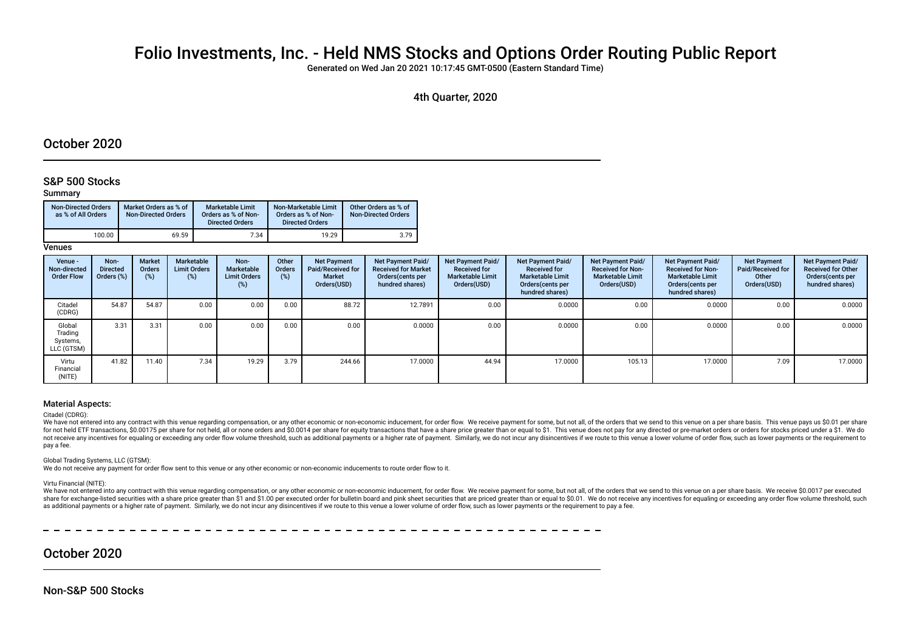# Folio Investments, Inc. - Held NMS Stocks and Options Order Routing Public Report

Generated on Wed Jan 20 2021 10:17:45 GMT-0500 (Eastern Standard Time)

4th Quarter, 2020

## October 2020

### S&P 500 Stocks

**Summary**

| Non-Directed Orders as % of All Orders | Market Orders as % of Non-Directed Orders | Marketable Limit Orders as % of Non-Directed Orders | Non-Marketable Limit Orders as % of Non-Directed Orders | Other Orders as % of Non-Directed Orders |
|---|---|---|---|---|
| 100.00 | 69.59 | 7.34 | 19.29 | 3.79 |

**Venues**

| Venue - Non-directed Order Flow | Non-Directed Orders (%) | Market Orders (%) | Marketable Limit Orders (%) | Non-Marketable Limit Orders (%) | Other Orders (%) | Net Payment Paid/Received for Market Orders(USD) | Net Payment Paid/ Received for Market Orders(cents per hundred shares) | Net Payment Paid/ Received for Marketable Limit Orders(USD) | Net Payment Paid/ Received for Marketable Limit Orders(cents per hundred shares) | Net Payment Paid/ Received for Non-Marketable Limit Orders(USD) | Net Payment Paid/ Received for Non-Marketable Limit Orders(cents per hundred shares) | Net Payment Paid/Received for Other Orders(USD) | Net Payment Paid/ Received for Other Orders(cents per hundred shares) |
|---|---|---|---|---|---|---|---|---|---|---|---|---|---|
| Citadel (CDRG) | 54.87 | 54.87 | 0.00 | 0.00 | 0.00 | 88.72 | 12.7891 | 0.00 | 0.0000 | 0.00 | 0.0000 | 0.00 | 0.0000 |
| Global Trading Systems, LLC (GTSM) | 3.31 | 3.31 | 0.00 | 0.00 | 0.00 | 0.00 | 0.0000 | 0.00 | 0.0000 | 0.00 | 0.0000 | 0.00 | 0.0000 |
| Virtu Financial (NITE) | 41.82 | 11.40 | 7.34 | 19.29 | 3.79 | 244.66 | 17.0000 | 44.94 | 17.0000 | 105.13 | 17.0000 | 7.09 | 17.0000 |

#### Material Aspects:

Citadel (CDRG):

We have not entered into any contract with this venue regarding compensation, or any other economic or non-economic inducement, for order flow. We receive payment for some, but not all, of the orders that we send to this venue on a per share basis. This venue pays us $0.01 per share for not held ETF transactions, $0.00175 per share for not held, all or none orders and $0.0014 per share for equity transactions that have a share price greater than or equal to $1. This venue does not pay for any directed or pre-market orders or orders for stocks priced under a $1. We do not receive any incentives for equaling or exceeding any order flow volume threshold, such as additional payments or a higher rate of payment. Similarly, we do not incur any disincentives if we route to this venue a lower volume of order flow, such as lower payments or the requirement to pay a fee.

Global Trading Systems, LLC (GTSM):

We do not receive any payment for order flow sent to this venue or any other economic or non-economic inducements to route order flow to it.

Virtu Financial (NITE):

We have not entered into any contract with this venue regarding compensation, or any other economic or non-economic inducement, for order flow. We receive payment for some, but not all, of the orders that we send to this venue on a per share basis. We receive $0.0017 per executed share for exchange-listed securities with a share price greater than $1 and $1.00 per executed order for bulletin board and pink sheet securities that are priced greater than or equal to $0.01. We do not receive any incentives for equaling or exceeding any order flow volume threshold, such as additional payments or a higher rate of payment. Similarly, we do not incur any disincentives if we route to this venue a lower volume of order flow, such as lower payments or the requirement to pay a fee.

## October 2020

### Non-S&P 500 Stocks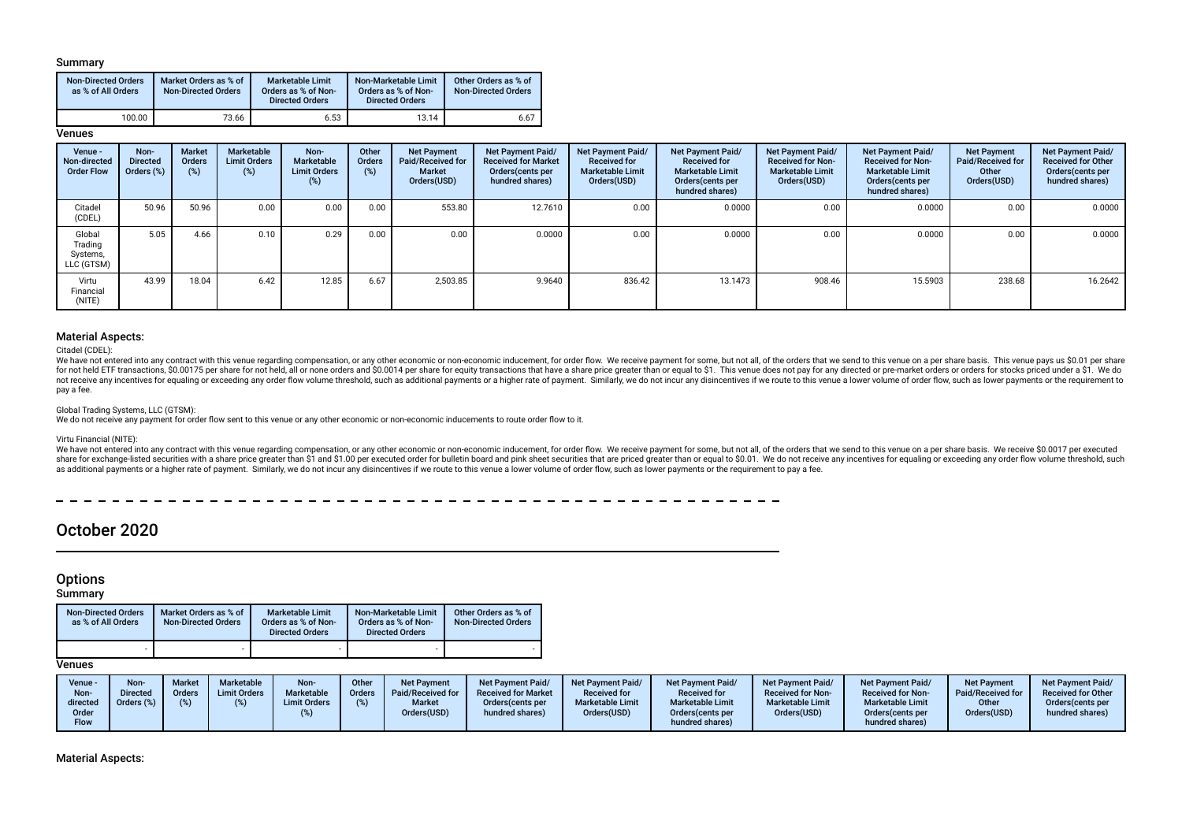### Summary

| Non-Directed Orders as % of All Orders | Market Orders as % of Non-Directed Orders | Marketable Limit Orders as % of Non-Directed Orders | Non-Marketable Limit Orders as % of Non-Directed Orders | Other Orders as % of Non-Directed Orders |
|---|---|---|---|---|
| 100.00 | 73.66 | 6.53 | 13.14 | 6.67 |

### Venues

| Venue - Non-directed Order Flow | Non-Directed Orders (%) | Market Orders (%) | Marketable Limit Orders (%) | Non-Marketable Limit Orders (%) | Other Orders (%) | Net Payment Paid/Received for Market Orders(USD) | Net Payment Paid/Received for Market Orders(cents per hundred shares) | Net Payment Paid/Received for Marketable Limit Orders(USD) | Net Payment Paid/Received for Marketable Limit Orders(cents per hundred shares) | Net Payment Paid/Received for Non-Marketable Limit Orders(USD) | Net Payment Paid/Received for Non-Marketable Limit Orders(cents per hundred shares) | Net Payment Paid/Received for Other Orders(USD) | Net Payment Paid/Received for Other Orders(cents per hundred shares) |
|---|---|---|---|---|---|---|---|---|---|---|---|---|---|
| Citadel (CDEL) | 50.96 | 50.96 | 0.00 | 0.00 | 0.00 | 553.80 | 12.7610 | 0.00 | 0.0000 | 0.00 | 0.0000 | 0.00 | 0.0000 |
| Global Trading Systems, LLC (GTSM) | 5.05 | 4.66 | 0.10 | 0.29 | 0.00 | 0.00 | 0.0000 | 0.00 | 0.0000 | 0.00 | 0.0000 | 0.00 | 0.0000 |
| Virtu Financial (NITE) | 43.99 | 18.04 | 6.42 | 12.85 | 6.67 | 2,503.85 | 9.9640 | 836.42 | 13.1473 | 908.46 | 15.5903 | 238.68 | 16.2642 |

### Material Aspects:

Citadel (CDEL):

We have not entered into any contract with this venue regarding compensation, or any other economic or non-economic inducement, for order flow. We receive payment for some, but not all, of the orders that we send to this venue on a per share basis. This venue pays us $0.01 per share for not held ETF transactions, $0.00175 per share for not held, all or none orders and $0.0014 per share for equity transactions that have a share price greater than or equal to $1. This venue does not pay for any directed or pre-market orders or orders for stocks priced under a $1. We do not receive any incentives for equaling or exceeding any order flow volume threshold, such as additional payments or a higher rate of payment. Similarly, we do not incur any disincentives if we route to this venue a lower volume of order flow, such as lower payments or the requirement to pay a fee.

Global Trading Systems, LLC (GTSM):

We do not receive any payment for order flow sent to this venue or any other economic or non-economic inducements to route order flow to it.

Virtu Financial (NITE):

We have not entered into any contract with this venue regarding compensation, or any other economic or non-economic inducement, for order flow. We receive payment for some, but not all, of the orders that we send to this venue on a per share basis. We receive $0.0017 per executed share for exchange-listed securities with a share price greater than $1 and $1.00 per executed order for bulletin board and pink sheet securities that are priced greater than or equal to $0.01. We do not receive any incentives for equaling or exceeding any order flow volume threshold, such as additional payments or a higher rate of payment. Similarly, we do not incur any disincentives if we route to this venue a lower volume of order flow, such as lower payments or the requirement to pay a fee.

# October 2020

## Options

### Summary

| Non-Directed Orders as % of All Orders | Market Orders as % of Non-Directed Orders | Marketable Limit Orders as % of Non-Directed Orders | Non-Marketable Limit Orders as % of Non-Directed Orders | Other Orders as % of Non-Directed Orders |
|---|---|---|---|---|
| - | - | - | - | - |

### Venues

| Venue - Non-directed Order Flow | Non-Directed Orders (%) | Market Orders (%) | Marketable Limit Orders (%) | Non-Marketable Limit Orders (%) | Other Orders (%) | Net Payment Paid/Received for Market Orders(USD) | Net Payment Paid/Received for Market Orders(cents per hundred shares) | Net Payment Paid/Received for Marketable Limit Orders(USD) | Net Payment Paid/Received for Marketable Limit Orders(cents per hundred shares) | Net Payment Paid/Received for Non-Marketable Limit Orders(USD) | Net Payment Paid/Received for Non-Marketable Limit Orders(cents per hundred shares) | Net Payment Paid/Received for Other Orders(USD) | Net Payment Paid/Received for Other Orders(cents per hundred shares) |
|---|---|---|---|---|---|---|---|---|---|---|---|---|---|

### Material Aspects: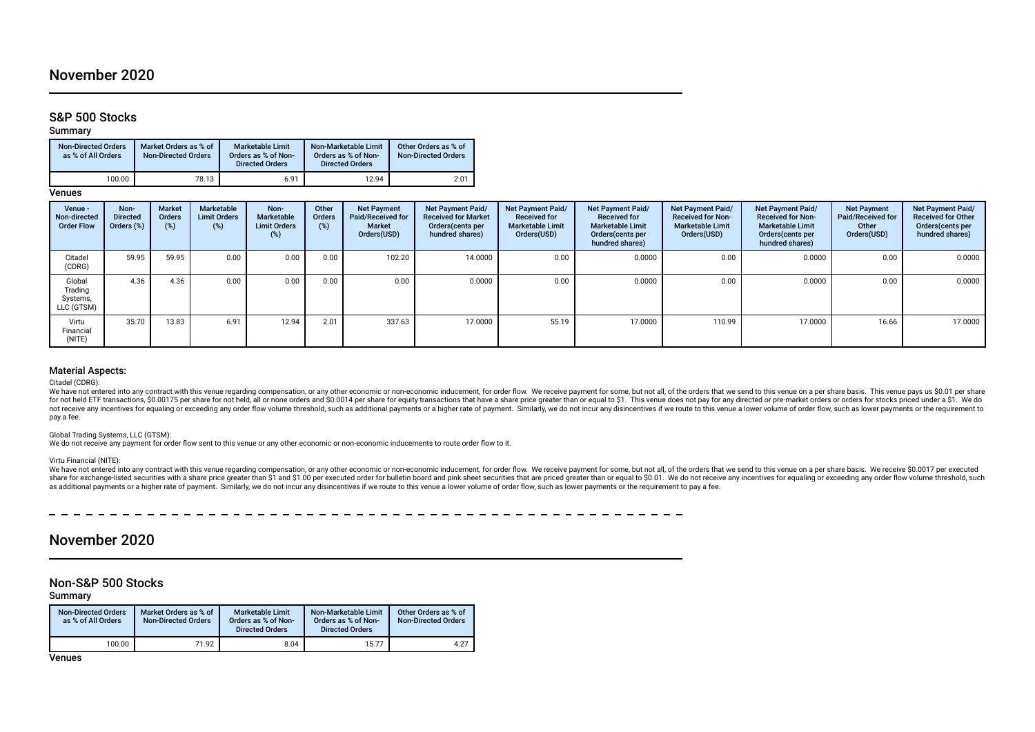# November 2020

## S&P 500 Stocks

### Summary

| Non-Directed Orders as % of All Orders | Market Orders as % of Non-Directed Orders | Marketable Limit Orders as % of Non-Directed Orders | Non-Marketable Limit Orders as % of Non-Directed Orders | Other Orders as % of Non-Directed Orders |
|---|---|---|---|---|
| 100.00 | 78.13 | 6.91 | 12.94 | 2.01 |

### Venues

| Venue - Non-directed Order Flow | Non-Directed Orders (%) | Market Orders (%) | Marketable Limit Orders (%) | Non-Marketable Limit Orders (%) | Other Orders (%) | Net Payment Paid/Received for Market Orders(USD) | Net Payment Paid/Received for Market Orders(cents per hundred shares) | Net Payment Paid/Received for Marketable Limit Orders(USD) | Net Payment Paid/Received for Marketable Limit Orders(cents per hundred shares) | Net Payment Paid/Received for Non-Marketable Limit Orders(USD) | Net Payment Paid/Received for Non-Marketable Limit Orders(cents per hundred shares) | Net Payment Paid/Received for Other Orders(USD) | Net Payment Paid/Received for Other Orders(cents per hundred shares) |
|---|---|---|---|---|---|---|---|---|---|---|---|---|---|
| Citadel (CDRG) | 59.95 | 59.95 | 0.00 | 0.00 | 0.00 | 102.20 | 14.0000 | 0.00 | 0.0000 | 0.00 | 0.0000 | 0.00 | 0.0000 |
| Global Trading Systems, LLC (GTSM) | 4.36 | 4.36 | 0.00 | 0.00 | 0.00 | 0.00 | 0.0000 | 0.00 | 0.0000 | 0.00 | 0.0000 | 0.00 | 0.0000 |
| Virtu Financial (NITE) | 35.70 | 13.83 | 6.91 | 12.94 | 2.01 | 337.63 | 17.0000 | 55.19 | 17.0000 | 110.99 | 17.0000 | 16.66 | 17.0000 |

### Material Aspects:

Citadel (CDRG):

We have not entered into any contract with this venue regarding compensation, or any other economic or non-economic inducement, for order flow. We receive payment for some, but not all, of the orders that we send to this venue on a per share basis. This venue pays us $0.01 per share for not held ETF transactions, $0.00175 per share for not held, all or none orders and $0.0014 per share for equity transactions that have a share price greater than or equal to $1. This venue does not pay for any directed or pre-market orders or orders for stocks priced under a $1. We do not receive any incentives for equaling or exceeding any order flow volume threshold, such as additional payments or a higher rate of payment. Similarly, we do not incur any disincentives if we route to this venue a lower volume of order flow, such as lower payments or the requirement to pay a fee.

Global Trading Systems, LLC (GTSM):

We do not receive any payment for order flow sent to this venue or any other economic or non-economic inducements to route order flow to it.

Virtu Financial (NITE):

We have not entered into any contract with this venue regarding compensation, or any other economic or non-economic inducement, for order flow. We receive payment for some, but not all, of the orders that we send to this venue on a per share basis. We receive $0.0017 per executed share for exchange-listed securities with a share price greater than $1 and $1.00 per executed order for bulletin board and pink sheet securities that are priced greater than or equal to $0.01. We do not receive any incentives for equaling or exceeding any order flow volume threshold, such as additional payments or a higher rate of payment. Similarly, we do not incur any disincentives if we route to this venue a lower volume of order flow, such as lower payments or the requirement to pay a fee.

# November 2020

## Non-S&P 500 Stocks

### Summary

| Non-Directed Orders as % of All Orders | Market Orders as % of Non-Directed Orders | Marketable Limit Orders as % of Non-Directed Orders | Non-Marketable Limit Orders as % of Non-Directed Orders | Other Orders as % of Non-Directed Orders |
|---|---|---|---|---|
| 100.00 | 71.92 | 8.04 | 15.77 | 4.27 |

### Venues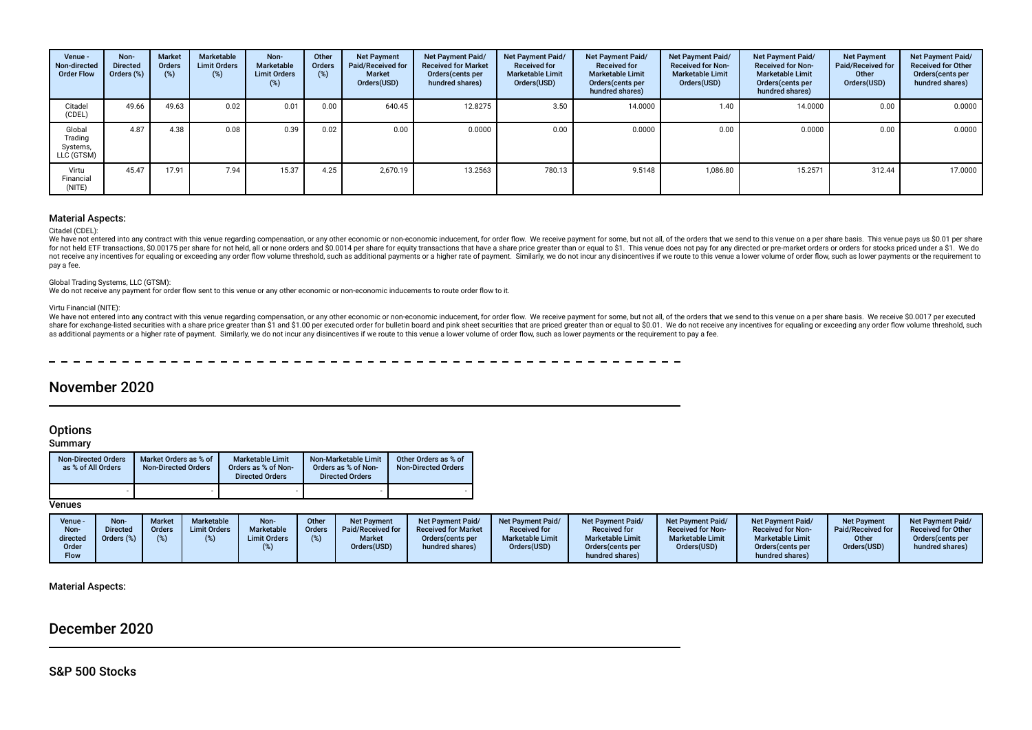| Venue - Non-directed Order Flow | Non-Directed Orders (%) | Market Orders (%) | Marketable Limit Orders (%) | Non-Marketable Limit Orders (%) | Other Orders (%) | Net Payment Paid/Received for Market Orders(USD) | Net Payment Paid/ Received for Market Orders(cents per hundred shares) | Net Payment Paid/ Received for Marketable Limit Orders(USD) | Net Payment Paid/ Received for Marketable Limit Orders(cents per hundred shares) | Net Payment Paid/ Received for Non-Marketable Limit Orders(USD) | Net Payment Paid/ Received for Non-Marketable Limit Orders(cents per hundred shares) | Net Payment Paid/Received for Other Orders(USD) | Net Payment Paid/ Received for Other Orders(cents per hundred shares) |
|---|---|---|---|---|---|---|---|---|---|---|---|---|---|
| Citadel (CDEL) | 49.66 | 49.63 | 0.02 | 0.01 | 0.00 | 640.45 | 12.8275 | 3.50 | 14.0000 | 1.40 | 14.0000 | 0.00 | 0.0000 |
| Global Trading Systems, LLC (GTSM) | 4.87 | 4.38 | 0.08 | 0.39 | 0.02 | 0.00 | 0.0000 | 0.00 | 0.0000 | 0.00 | 0.0000 | 0.00 | 0.0000 |
| Virtu Financial (NITE) | 45.47 | 17.91 | 7.94 | 15.37 | 4.25 | 2,670.19 | 13.2563 | 780.13 | 9.5148 | 1,086.80 | 15.2571 | 312.44 | 17.0000 |

### Material Aspects:

Citadel (CDEL):

We have not entered into any contract with this venue regarding compensation, or any other economic or non-economic inducement, for order flow. We receive payment for some, but not all, of the orders that we send to this venue on a per share basis. This venue pays us $0.01 per share for not held ETF transactions, $0.00175 per share for not held, all or none orders and $0.0014 per share for equity transactions that have a share price greater than or equal to $1. This venue does not pay for any directed or pre-market orders or orders for stocks priced under a $1. We do not receive any incentives for equaling or exceeding any order flow volume threshold, such as additional payments or a higher rate of payment. Similarly, we do not incur any disincentives if we route to this venue a lower volume of order flow, such as lower payments or the requirement to pay a fee.

Global Trading Systems, LLC (GTSM):

We do not receive any payment for order flow sent to this venue or any other economic or non-economic inducements to route order flow to it.

Virtu Financial (NITE):

We have not entered into any contract with this venue regarding compensation, or any other economic or non-economic inducement, for order flow. We receive payment for some, but not all, of the orders that we send to this venue on a per share basis. We receive $0.0017 per executed share for exchange-listed securities with a share price greater than $1 and $1.00 per executed order for bulletin board and pink sheet securities that are priced greater than or equal to $0.01. We do not receive any incentives for equaling or exceeding any order flow volume threshold, such as additional payments or a higher rate of payment. Similarly, we do not incur any disincentives if we route to this venue a lower volume of order flow, such as lower payments or the requirement to pay a fee.

---

# November 2020

## Options

### Summary

| Non-Directed Orders as % of All Orders | Market Orders as % of Non-Directed Orders | Marketable Limit Orders as % of Non-Directed Orders | Non-Marketable Limit Orders as % of Non-Directed Orders | Other Orders as % of Non-Directed Orders |
|---|---|---|---|---|
| - | - | - | - | - |

### Venues

| Venue - Non-directed Order Flow | Non-Directed Orders (%) | Market Orders (%) | Marketable Limit Orders (%) | Non-Marketable Limit Orders (%) | Other Orders (%) | Net Payment Paid/Received for Market Orders(USD) | Net Payment Paid/ Received for Market Orders(cents per hundred shares) | Net Payment Paid/ Received for Marketable Limit Orders(USD) | Net Payment Paid/ Received for Marketable Limit Orders(cents per hundred shares) | Net Payment Paid/ Received for Non-Marketable Limit Orders(USD) | Net Payment Paid/ Received for Non-Marketable Limit Orders(cents per hundred shares) | Net Payment Paid/Received for Other Orders(USD) | Net Payment Paid/ Received for Other Orders(cents per hundred shares) |
|---|---|---|---|---|---|---|---|---|---|---|---|---|---|

### Material Aspects:

# December 2020

## S&P 500 Stocks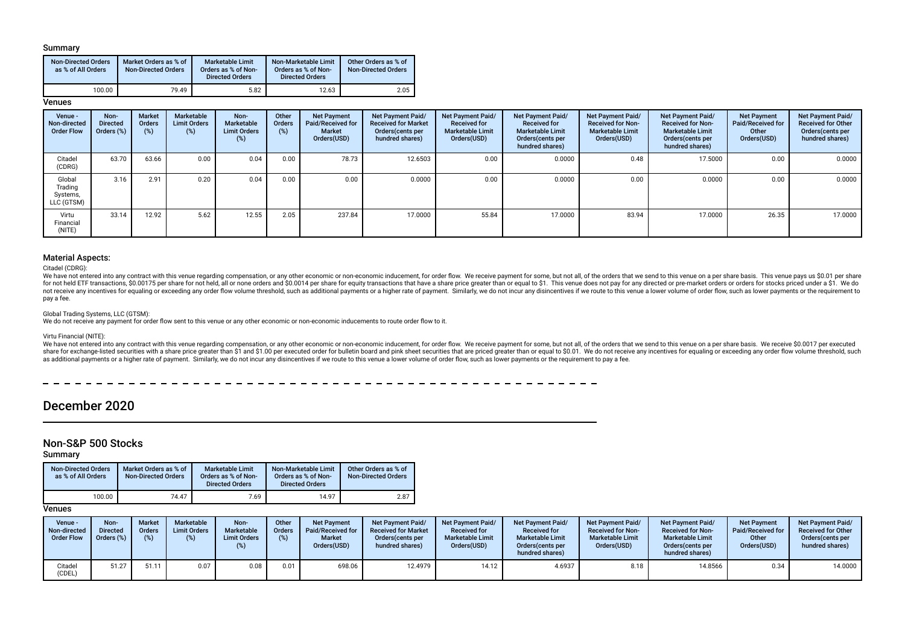### Summary

| Non-Directed Orders as % of All Orders | Market Orders as % of Non-Directed Orders | Marketable Limit Orders as % of Non-Directed Orders | Non-Marketable Limit Orders as % of Non-Directed Orders | Other Orders as % of Non-Directed Orders |
|---|---|---|---|---|
| 100.00 | 79.49 | 5.82 | 12.63 | 2.05 |

### Venues

| Venue - Non-directed Order Flow | Non-Directed Orders (%) | Market Orders (%) | Marketable Limit Orders (%) | Non-Marketable Limit Orders (%) | Other Orders (%) | Net Payment Paid/Received for Market Orders(USD) | Net Payment Paid/Received for Market Orders(cents per hundred shares) | Net Payment Paid/Received for Marketable Limit Orders(USD) | Net Payment Paid/Received for Marketable Limit Orders(cents per hundred shares) | Net Payment Paid/Received for Non-Marketable Limit Orders(USD) | Net Payment Paid/Received for Non-Marketable Limit Orders(cents per hundred shares) | Net Payment Paid/Received for Other Orders(USD) | Net Payment Paid/Received for Other Orders(cents per hundred shares) |
|---|---|---|---|---|---|---|---|---|---|---|---|---|---|
| Citadel (CDRG) | 63.70 | 63.66 | 0.00 | 0.04 | 0.00 | 78.73 | 12.6503 | 0.00 | 0.0000 | 0.48 | 17.5000 | 0.00 | 0.0000 |
| Global Trading Systems, LLC (GTSM) | 3.16 | 2.91 | 0.20 | 0.04 | 0.00 | 0.00 | 0.0000 | 0.00 | 0.0000 | 0.00 | 0.0000 | 0.00 | 0.0000 |
| Virtu Financial (NITE) | 33.14 | 12.92 | 5.62 | 12.55 | 2.05 | 237.84 | 17.0000 | 55.84 | 17.0000 | 83.94 | 17.0000 | 26.35 | 17.0000 |

### Material Aspects:

Citadel (CDRG):

We have not entered into any contract with this venue regarding compensation, or any other economic or non-economic inducement, for order flow. We receive payment for some, but not all, of the orders that we send to this venue on a per share basis. This venue pays us $0.01 per share for not held ETF transactions, $0.00175 per share for not held, all or none orders and $0.0014 per share for equity transactions that have a share price greater than or equal to $1. This venue does not pay for any directed or pre-market orders or orders for stocks priced under a $1. We do not receive any incentives for equaling or exceeding any order flow volume threshold, such as additional payments or a higher rate of payment. Similarly, we do not incur any disincentives if we route to this venue a lower volume of order flow, such as lower payments or the requirement to pay a fee.

Global Trading Systems, LLC (GTSM):

We do not receive any payment for order flow sent to this venue or any other economic or non-economic inducements to route order flow to it.

Virtu Financial (NITE):

We have not entered into any contract with this venue regarding compensation, or any other economic or non-economic inducement, for order flow. We receive payment for some, but not all, of the orders that we send to this venue on a per share basis. We receive $0.0017 per executed share for exchange-listed securities with a share price greater than $1 and $1.00 per executed order for bulletin board and pink sheet securities that are priced greater than or equal to $0.01. We do not receive any incentives for equaling or exceeding any order flow volume threshold, such as additional payments or a higher rate of payment. Similarly, we do not incur any disincentives if we route to this venue a lower volume of order flow, such as lower payments or the requirement to pay a fee.

# December 2020

## Non-S&P 500 Stocks

### Summary

| Non-Directed Orders as % of All Orders | Market Orders as % of Non-Directed Orders | Marketable Limit Orders as % of Non-Directed Orders | Non-Marketable Limit Orders as % of Non-Directed Orders | Other Orders as % of Non-Directed Orders |
|---|---|---|---|---|
| 100.00 | 74.47 | 7.69 | 14.97 | 2.87 |

### Venues

| Venue - Non-directed Order Flow | Non-Directed Orders (%) | Market Orders (%) | Marketable Limit Orders (%) | Non-Marketable Limit Orders (%) | Other Orders (%) | Net Payment Paid/Received for Market Orders(USD) | Net Payment Paid/Received for Market Orders(cents per hundred shares) | Net Payment Paid/Received for Marketable Limit Orders(USD) | Net Payment Paid/Received for Marketable Limit Orders(cents per hundred shares) | Net Payment Paid/Received for Non-Marketable Limit Orders(USD) | Net Payment Paid/Received for Non-Marketable Limit Orders(cents per hundred shares) | Net Payment Paid/Received for Other Orders(USD) | Net Payment Paid/Received for Other Orders(cents per hundred shares) |
|---|---|---|---|---|---|---|---|---|---|---|---|---|---|
| Citadel (CDEL) | 51.27 | 51.11 | 0.07 | 0.08 | 0.01 | 698.06 | 12.4979 | 14.12 | 4.6937 | 8.18 | 14.8566 | 0.34 | 14.0000 |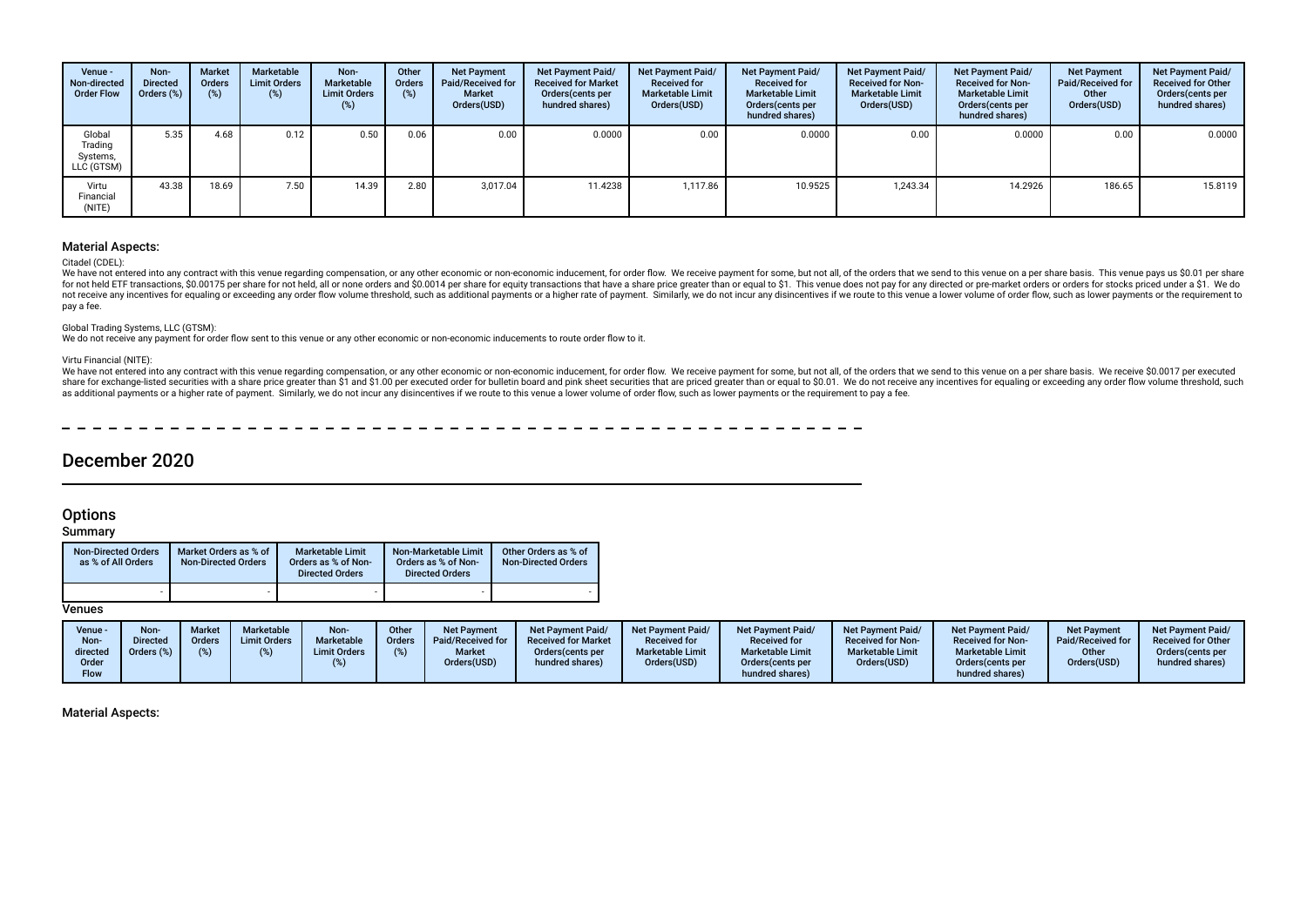| Venue - Non-directed Order Flow | Non-Directed Orders (%) | Market Orders (%) | Marketable Limit Orders (%) | Non-Marketable Limit Orders (%) | Other Orders (%) | Net Payment Paid/Received for Market Orders(USD) | Net Payment Paid/ Received for Market Orders(cents per hundred shares) | Net Payment Paid/ Received for Marketable Limit Orders(USD) | Net Payment Paid/ Received for Marketable Limit Orders(cents per hundred shares) | Net Payment Paid/ Received for Non-Marketable Limit Orders(USD) | Net Payment Paid/ Received for Non-Marketable Limit Orders(cents per hundred shares) | Net Payment Paid/Received for Other Orders(USD) | Net Payment Paid/ Received for Other Orders(cents per hundred shares) |
|---|---|---|---|---|---|---|---|---|---|---|---|---|---|
| Global Trading Systems, LLC (GTSM) | 5.35 | 4.68 | 0.12 | 0.50 | 0.06 | 0.00 | 0.0000 | 0.00 | 0.0000 | 0.00 | 0.0000 | 0.00 | 0.0000 |
| Virtu Financial (NITE) | 43.38 | 18.69 | 7.50 | 14.39 | 2.80 | 3,017.04 | 11.4238 | 1,117.86 | 10.9525 | 1,243.34 | 14.2926 | 186.65 | 15.8119 |

### Material Aspects:

Citadel (CDEL):

We have not entered into any contract with this venue regarding compensation, or any other economic or non-economic inducement, for order flow. We receive payment for some, but not all, of the orders that we send to this venue on a per share basis. This venue pays us $0.01 per share for not held ETF transactions, $0.00175 per share for not held, all or none orders and $0.0014 per share for equity transactions that have a share price greater than or equal to $1. This venue does not pay for any directed or pre-market orders or orders for stocks priced under a $1. We do not receive any incentives for equaling or exceeding any order flow volume threshold, such as additional payments or a higher rate of payment. Similarly, we do not incur any disincentives if we route to this venue a lower volume of order flow, such as lower payments or the requirement to pay a fee.

Global Trading Systems, LLC (GTSM):

We do not receive any payment for order flow sent to this venue or any other economic or non-economic inducements to route order flow to it.

Virtu Financial (NITE):

We have not entered into any contract with this venue regarding compensation, or any other economic or non-economic inducement, for order flow. We receive payment for some, but not all, of the orders that we send to this venue on a per share basis. We receive $0.0017 per executed share for exchange-listed securities with a share price greater than $1 and $1.00 per executed order for bulletin board and pink sheet securities that are priced greater than or equal to $0.01. We do not receive any incentives for equaling or exceeding any order flow volume threshold, such as additional payments or a higher rate of payment. Similarly, we do not incur any disincentives if we route to this venue a lower volume of order flow, such as lower payments or the requirement to pay a fee.

# December 2020

## Options

### Summary

| Non-Directed Orders as % of All Orders | Market Orders as % of Non-Directed Orders | Marketable Limit Orders as % of Non-Directed Orders | Non-Marketable Limit Orders as % of Non-Directed Orders | Other Orders as % of Non-Directed Orders |
|---|---|---|---|---|
| - | - | - | - | - |

### Venues

| Venue - Non-directed Order Flow | Non-Directed Orders (%) | Market Orders (%) | Marketable Limit Orders (%) | Non-Marketable Limit Orders (%) | Other Orders (%) | Net Payment Paid/Received for Market Orders(USD) | Net Payment Paid/ Received for Market Orders(cents per hundred shares) | Net Payment Paid/ Received for Marketable Limit Orders(USD) | Net Payment Paid/ Received for Marketable Limit Orders(cents per hundred shares) | Net Payment Paid/ Received for Non-Marketable Limit Orders(USD) | Net Payment Paid/ Received for Non-Marketable Limit Orders(cents per hundred shares) | Net Payment Paid/Received for Other Orders(USD) | Net Payment Paid/ Received for Other Orders(cents per hundred shares) |
|---|---|---|---|---|---|---|---|---|---|---|---|---|---|

### Material Aspects: